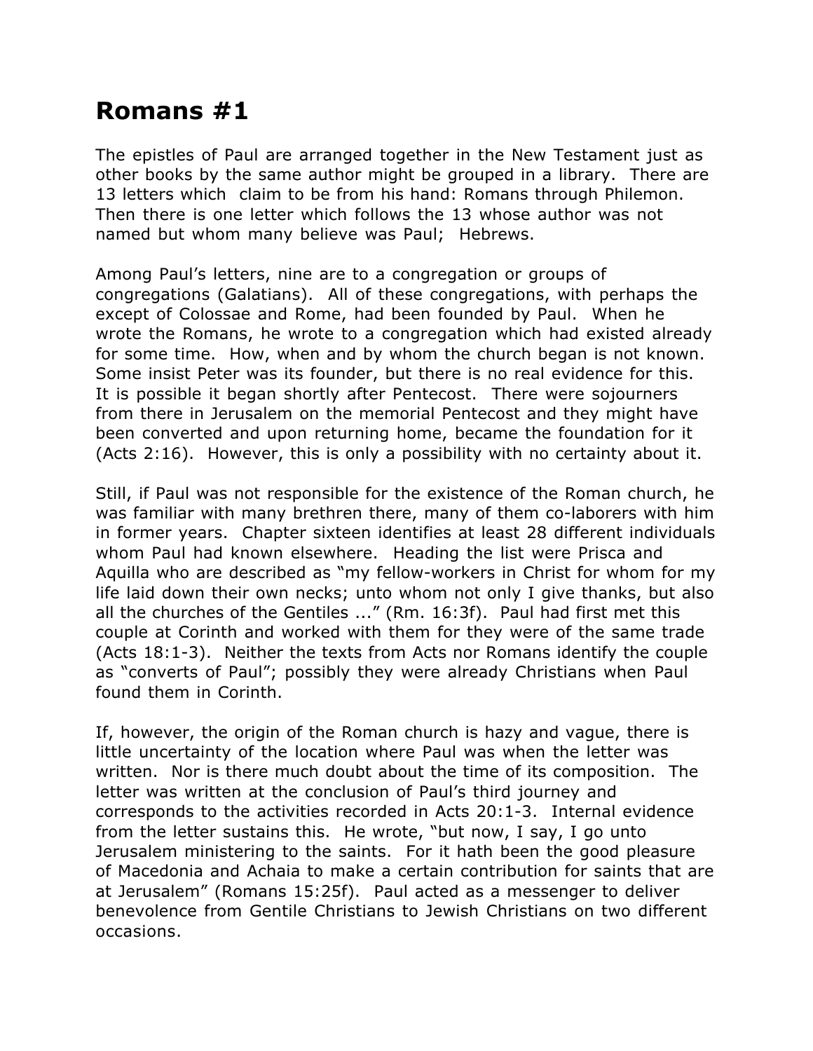# Romans #1

The epistles of Paul are arranged together in the New Testament just as other books by the same author might be grouped in a library. There are 13 letters which claim to be from his hand: Romans through Philemon. Then there is one letter which follows the 13 whose author was not named but whom many believe was Paul; Hebrews.

Among Paul's letters, nine are to a congregation or groups of congregations (Galatians). All of these congregations, with perhaps the except of Colossae and Rome, had been founded by Paul. When he wrote the Romans, he wrote to a congregation which had existed already for some time. How, when and by whom the church began is not known. Some insist Peter was its founder, but there is no real evidence for this. It is possible it began shortly after Pentecost. There were sojourners from there in Jerusalem on the memorial Pentecost and they might have been converted and upon returning home, became the foundation for it (Acts 2:16). However, this is only a possibility with no certainty about it.

Still, if Paul was not responsible for the existence of the Roman church, he was familiar with many brethren there, many of them co-laborers with him in former years. Chapter sixteen identifies at least 28 different individuals whom Paul had known elsewhere. Heading the list were Prisca and Aquilla who are described as "my fellow-workers in Christ for whom for my life laid down their own necks; unto whom not only I give thanks, but also all the churches of the Gentiles ..." (Rm. 16:3f). Paul had first met this couple at Corinth and worked with them for they were of the same trade (Acts 18:1-3). Neither the texts from Acts nor Romans identify the couple as "converts of Paul"; possibly they were already Christians when Paul found them in Corinth.

If, however, the origin of the Roman church is hazy and vague, there is little uncertainty of the location where Paul was when the letter was written. Nor is there much doubt about the time of its composition. The letter was written at the conclusion of Paul's third journey and corresponds to the activities recorded in Acts 20:1-3. Internal evidence from the letter sustains this. He wrote, "but now, I say, I go unto Jerusalem ministering to the saints. For it hath been the good pleasure of Macedonia and Achaia to make a certain contribution for saints that are at Jerusalem" (Romans 15:25f). Paul acted as a messenger to deliver benevolence from Gentile Christians to Jewish Christians on two different occasions.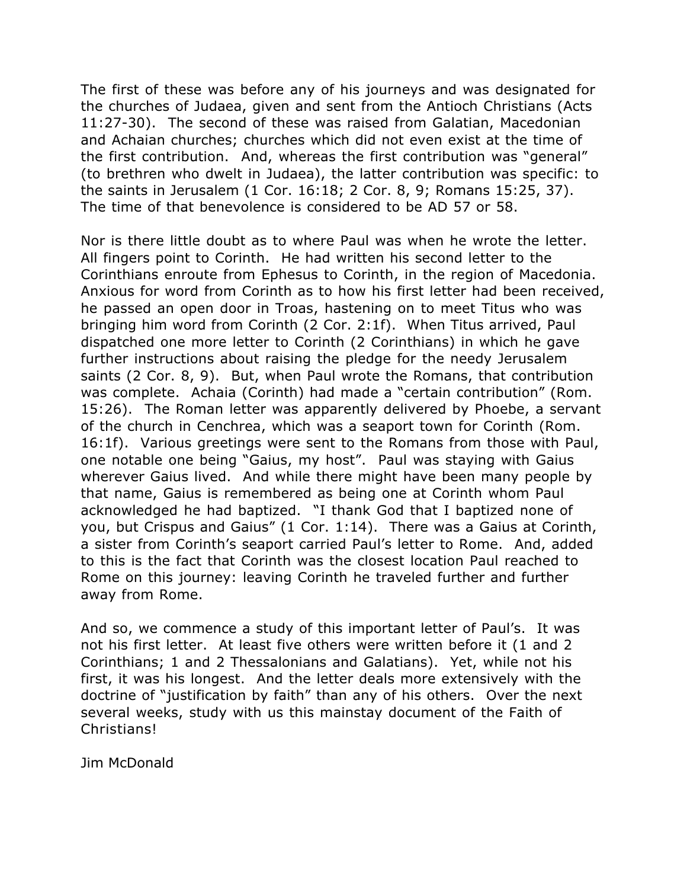The first of these was before any of his journeys and was designated for the churches of Judaea, given and sent from the Antioch Christians (Acts 11:27-30). The second of these was raised from Galatian, Macedonian and Achaian churches; churches which did not even exist at the time of the first contribution. And, whereas the first contribution was "general" (to brethren who dwelt in Judaea), the latter contribution was specific: to the saints in Jerusalem (1 Cor. 16:18; 2 Cor. 8, 9; Romans 15:25, 37). The time of that benevolence is considered to be AD 57 or 58.

Nor is there little doubt as to where Paul was when he wrote the letter. All fingers point to Corinth. He had written his second letter to the Corinthians enroute from Ephesus to Corinth, in the region of Macedonia. Anxious for word from Corinth as to how his first letter had been received, he passed an open door in Troas, hastening on to meet Titus who was bringing him word from Corinth (2 Cor. 2:1f). When Titus arrived, Paul dispatched one more letter to Corinth (2 Corinthians) in which he gave further instructions about raising the pledge for the needy Jerusalem saints (2 Cor. 8, 9). But, when Paul wrote the Romans, that contribution was complete. Achaia (Corinth) had made a "certain contribution" (Rom. 15:26). The Roman letter was apparently delivered by Phoebe, a servant of the church in Cenchrea, which was a seaport town for Corinth (Rom. 16:1f). Various greetings were sent to the Romans from those with Paul, one notable one being "Gaius, my host". Paul was staying with Gaius wherever Gaius lived. And while there might have been many people by that name, Gaius is remembered as being one at Corinth whom Paul acknowledged he had baptized. "I thank God that I baptized none of you, but Crispus and Gaius" (1 Cor. 1:14). There was a Gaius at Corinth, a sister from Corinth's seaport carried Paul's letter to Rome. And, added to this is the fact that Corinth was the closest location Paul reached to Rome on this journey: leaving Corinth he traveled further and further away from Rome.

And so, we commence a study of this important letter of Paul's. It was not his first letter. At least five others were written before it (1 and 2 Corinthians; 1 and 2 Thessalonians and Galatians). Yet, while not his first, it was his longest. And the letter deals more extensively with the doctrine of "justification by faith" than any of his others. Over the next several weeks, study with us this mainstay document of the Faith of Christians!

Jim McDonald